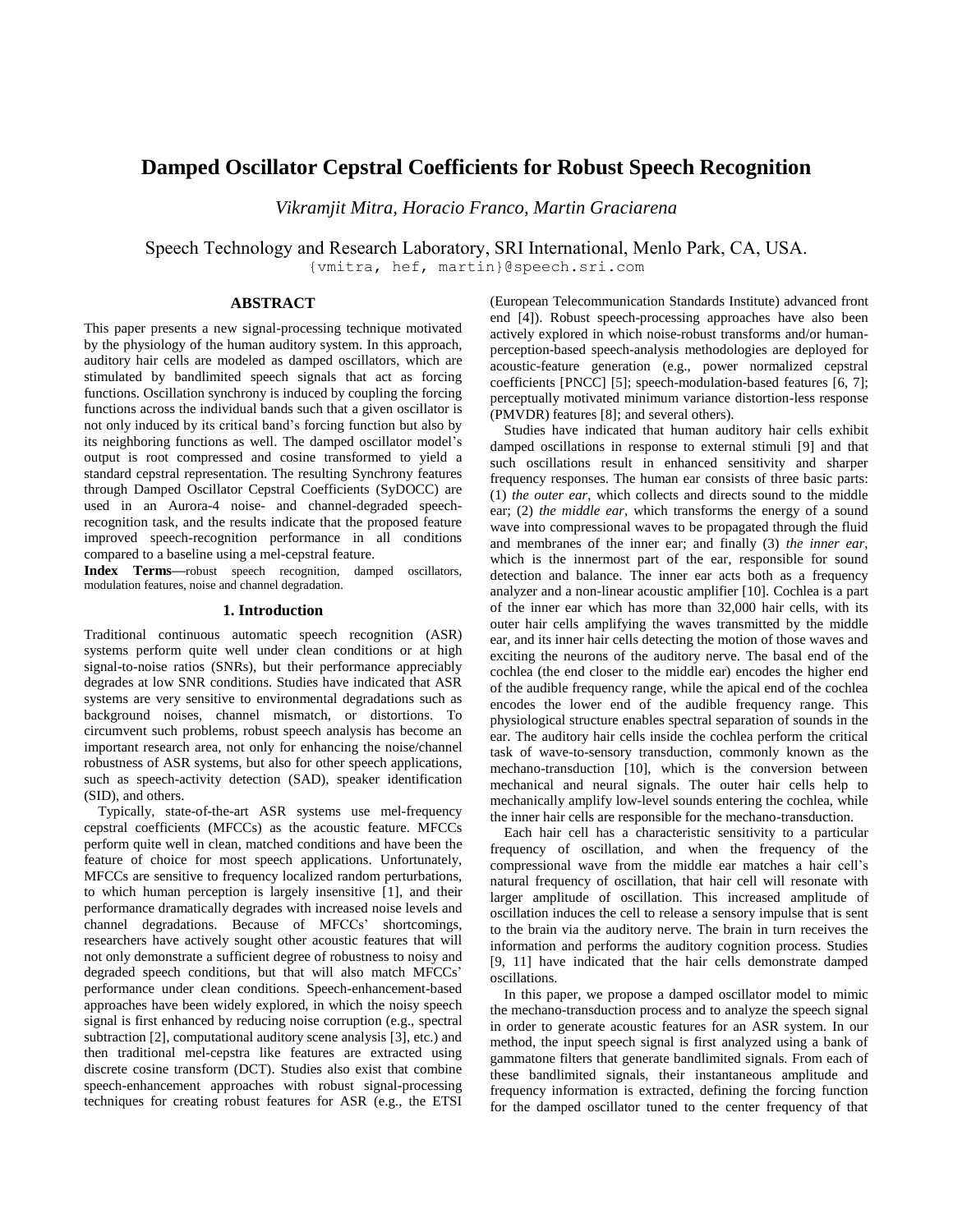# Damped Oscillator Cepstral Coefficients for Robust Speech Recognition

*Vikramjit Mitra, Horacio Franco, Martin Graciarena*

Speech Technology and Research Laboratory, SRI International, Menlo Park, CA, USA.
{vmitra, hef, martin}@speech.sri.com

## ABSTRACT

This paper presents a new signal-processing technique motivated by the physiology of the human auditory system. In this approach, auditory hair cells are modeled as damped oscillators, which are stimulated by bandlimited speech signals that act as forcing functions. Oscillation synchrony is induced by coupling the forcing functions across the individual bands such that a given oscillator is not only induced by its critical band's forcing function but also by its neighboring functions as well. The damped oscillator model's output is root compressed and cosine transformed to yield a standard cepstral representation. The resulting Synchrony features through Damped Oscillator Cepstral Coefficients (SyDOCC) are used in an Aurora-4 noise- and channel-degraded speech-recognition task, and the results indicate that the proposed feature improved speech-recognition performance in all conditions compared to a baseline using a mel-cepstral feature.

**Index Terms**—robust speech recognition, damped oscillators, modulation features, noise and channel degradation.

## 1. Introduction

Traditional continuous automatic speech recognition (ASR) systems perform quite well under clean conditions or at high signal-to-noise ratios (SNRs), but their performance appreciably degrades at low SNR conditions. Studies have indicated that ASR systems are very sensitive to environmental degradations such as background noises, channel mismatch, or distortions. To circumvent such problems, robust speech analysis has become an important research area, not only for enhancing the noise/channel robustness of ASR systems, but also for other speech applications, such as speech-activity detection (SAD), speaker identification (SID), and others.

Typically, state-of-the-art ASR systems use mel-frequency cepstral coefficients (MFCCs) as the acoustic feature. MFCCs perform quite well in clean, matched conditions and have been the feature of choice for most speech applications. Unfortunately, MFCCs are sensitive to frequency localized random perturbations, to which human perception is largely insensitive [1], and their performance dramatically degrades with increased noise levels and channel degradations. Because of MFCCs' shortcomings, researchers have actively sought other acoustic features that will not only demonstrate a sufficient degree of robustness to noisy and degraded speech conditions, but that will also match MFCCs' performance under clean conditions. Speech-enhancement-based approaches have been widely explored, in which the noisy speech signal is first enhanced by reducing noise corruption (e.g., spectral subtraction [2], computational auditory scene analysis [3], etc.) and then traditional mel-cepstra like features are extracted using discrete cosine transform (DCT). Studies also exist that combine speech-enhancement approaches with robust signal-processing techniques for creating robust features for ASR (e.g., the ETSI (European Telecommunication Standards Institute) advanced front end [4]). Robust speech-processing approaches have also been actively explored in which noise-robust transforms and/or human-perception-based speech-analysis methodologies are deployed for acoustic-feature generation (e.g., power normalized cepstral coefficients [PNCC] [5]; speech-modulation-based features [6, 7]; perceptually motivated minimum variance distortion-less response (PMVDR) features [8]; and several others).

Studies have indicated that human auditory hair cells exhibit damped oscillations in response to external stimuli [9] and that such oscillations result in enhanced sensitivity and sharper frequency responses. The human ear consists of three basic parts: (1) *the outer ear*, which collects and directs sound to the middle ear; (2) *the middle ear*, which transforms the energy of a sound wave into compressional waves to be propagated through the fluid and membranes of the inner ear; and finally (3) *the inner ear*, which is the innermost part of the ear, responsible for sound detection and balance. The inner ear acts both as a frequency analyzer and a non-linear acoustic amplifier [10]. Cochlea is a part of the inner ear which has more than 32,000 hair cells, with its outer hair cells amplifying the waves transmitted by the middle ear, and its inner hair cells detecting the motion of those waves and exciting the neurons of the auditory nerve. The basal end of the cochlea (the end closer to the middle ear) encodes the higher end of the audible frequency range, while the apical end of the cochlea encodes the lower end of the audible frequency range. This physiological structure enables spectral separation of sounds in the ear. The auditory hair cells inside the cochlea perform the critical task of wave-to-sensory transduction, commonly known as the mechano-transduction [10], which is the conversion between mechanical and neural signals. The outer hair cells help to mechanically amplify low-level sounds entering the cochlea, while the inner hair cells are responsible for the mechano-transduction.

Each hair cell has a characteristic sensitivity to a particular frequency of oscillation, and when the frequency of the compressional wave from the middle ear matches a hair cell's natural frequency of oscillation, that hair cell will resonate with larger amplitude of oscillation. This increased amplitude of oscillation induces the cell to release a sensory impulse that is sent to the brain via the auditory nerve. The brain in turn receives the information and performs the auditory cognition process. Studies [9, 11] have indicated that the hair cells demonstrate damped oscillations.

In this paper, we propose a damped oscillator model to mimic the mechano-transduction process and to analyze the speech signal in order to generate acoustic features for an ASR system. In our method, the input speech signal is first analyzed using a bank of gammatone filters that generate bandlimited signals. From each of these bandlimited signals, their instantaneous amplitude and frequency information is extracted, defining the forcing function for the damped oscillator tuned to the center frequency of that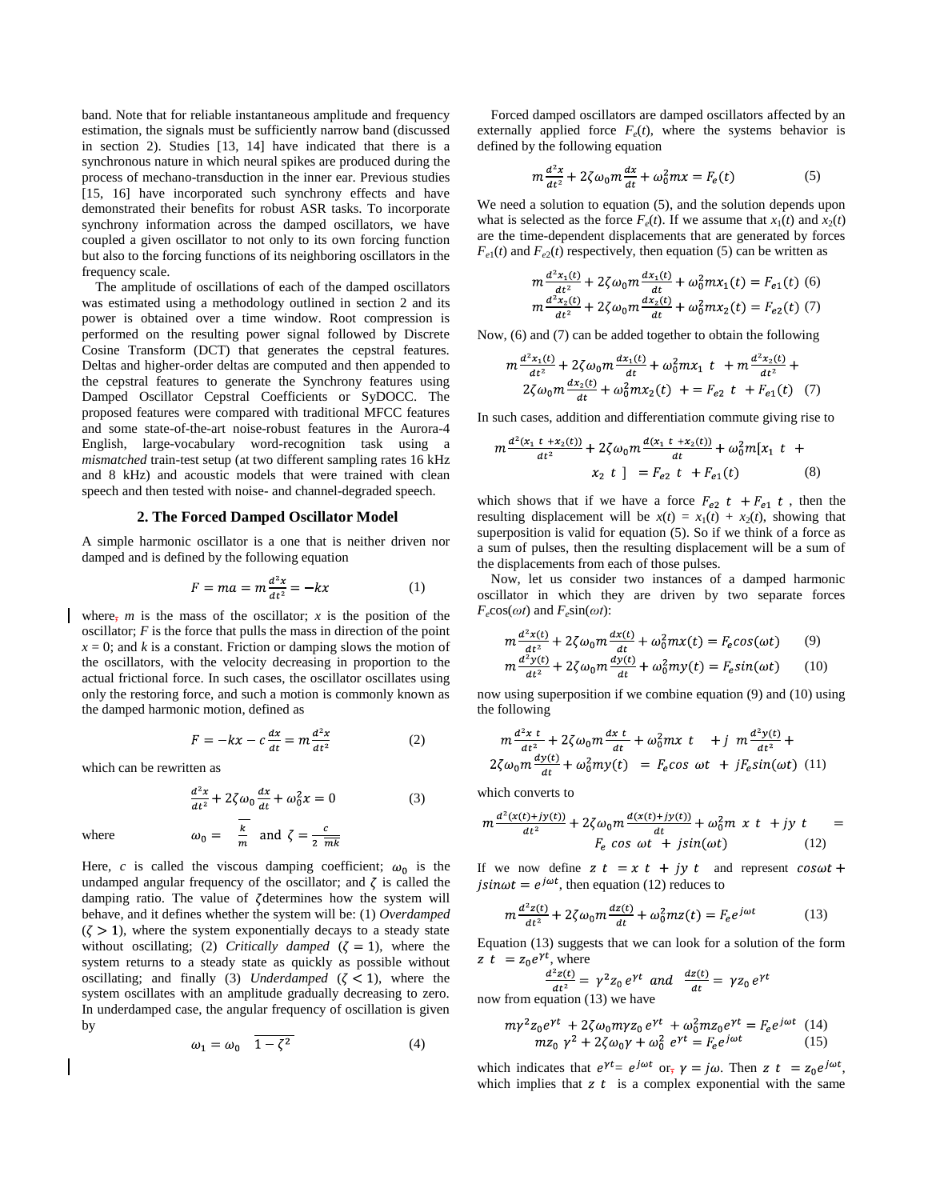band. Note that for reliable instantaneous amplitude and frequency estimation, the signals must be sufficiently narrow band (discussed in section 2). Studies [13, 14] have indicated that there is a synchronous nature in which neural spikes are produced during the process of mechano-transduction in the inner ear. Previous studies [15, 16] have incorporated such synchrony effects and have demonstrated their benefits for robust ASR tasks. To incorporate synchrony information across the damped oscillators, we have coupled a given oscillator to not only to its own forcing function but also to the forcing functions of its neighboring oscillators in the frequency scale.

The amplitude of oscillations of each of the damped oscillators was estimated using a methodology outlined in section 2 and its power is obtained over a time window. Root compression is performed on the resulting power signal followed by Discrete Cosine Transform (DCT) that generates the cepstral features. Deltas and higher-order deltas are computed and then appended to the cepstral features to generate the Synchrony features using Damped Oscillator Cepstral Coefficients or SyDOCC. The proposed features were compared with traditional MFCC features and some state-of-the-art noise-robust features in the Aurora-4 English, large-vocabulary word-recognition task using a *mismatched* train-test setup (at two different sampling rates 16 kHz and 8 kHz) and acoustic models that were trained with clean speech and then tested with noise- and channel-degraded speech.

## 2. The Forced Damped Oscillator Model

A simple harmonic oscillator is a one that is neither driven nor damped and is defined by the following equation

$$F = ma = m\frac{d^2x}{dt^2} = -kx \quad (1)$$

where, $m$ is the mass of the oscillator; $x$ is the position of the oscillator; $F$ is the force that pulls the mass in direction of the point $x = 0$; and $k$ is a constant. Friction or damping slows the motion of the oscillators, with the velocity decreasing in proportion to the actual frictional force. In such cases, the oscillator oscillates using only the restoring force, and such a motion is commonly known as the damped harmonic motion, defined as

$$F = -kx - c\frac{dx}{dt} = m\frac{d^2x}{dt^2} \quad (2)$$

which can be rewritten as

$$\frac{d^2x}{dt^2} + 2\zeta\omega_0\frac{dx}{dt} + \omega_0^2 x = 0 \quad (3)$$

where $\quad \omega_0 = \sqrt{\frac{k}{m}}$ and $\zeta = \frac{c}{2\sqrt{mk}}$

Here, $c$ is called the viscous damping coefficient; $\omega_0$ is the undamped angular frequency of the oscillator; and $\zeta$ is called the damping ratio. The value of $\zeta$ determines how the system will behave, and it defines whether the system will be: (1) *Overdamped* ($\zeta > 1$), where the system exponentially decays to a steady state without oscillating; (2) *Critically damped* ($\zeta = 1$), where the system returns to a steady state as quickly as possible without oscillating; and finally (3) *Underdamped* ($\zeta < 1$), where the system oscillates with an amplitude gradually decreasing to zero. In underdamped case, the angular frequency of oscillation is given by

$$\omega_1 = \omega_0\sqrt{1-\zeta^2} \quad (4)$$

Forced damped oscillators are damped oscillators affected by an externally applied force $F_e(t)$, where the systems behavior is defined by the following equation

$$m\frac{d^2x}{dt^2} + 2\zeta\omega_0 m\frac{dx}{dt} + \omega_0^2 mx = F_e(t) \quad (5)$$

We need a solution to equation (5), and the solution depends upon what is selected as the force $F_e(t)$. If we assume that $x_1(t)$ and $x_2(t)$ are the time-dependent displacements that are generated by forces $F_{e1}(t)$ and $F_{e2}(t)$ respectively, then equation (5) can be written as

$$m\frac{d^2x_1(t)}{dt^2} + 2\zeta\omega_0 m\frac{dx_1(t)}{dt} + \omega_0^2 mx_1(t) = F_{e1}(t) \quad (6)$$

$$m\frac{d^2x_2(t)}{dt^2} + 2\zeta\omega_0 m\frac{dx_2(t)}{dt} + \omega_0^2 mx_2(t) = F_{e2}(t) \quad (7)$$

Now, (6) and (7) can be added together to obtain the following

$$m\frac{d^2x_1(t)}{dt^2} + 2\zeta\omega_0 m\frac{dx_1(t)}{dt} + \omega_0^2 mx_1(t) + m\frac{d^2x_2(t)}{dt^2} + 2\zeta\omega_0 m\frac{dx_2(t)}{dt} + \omega_0^2 mx_2(t) = F_{e2}(t) + F_{e1}(t) \quad (7)$$

In such cases, addition and differentiation commute giving rise to

$$m\frac{d^2(x_1(t)+x_2(t))}{dt^2} + 2\zeta\omega_0 m\frac{d(x_1(t)+x_2(t))}{dt} + \omega_0^2 m[x_1(t) + x_2(t)] = F_{e2}(t) + F_{e1}(t) \quad (8)$$

which shows that if we have a force $F_{e2}(t) + F_{e1}(t)$, then the resulting displacement will be $x(t) = x_1(t) + x_2(t)$, showing that superposition is valid for equation (5). So if we think of a force as a sum of pulses, then the resulting displacement will be a sum of the displacements from each of those pulses.

Now, let us consider two instances of a damped harmonic oscillator in which they are driven by two separate forces $F_e\cos(\omega t)$ and $F_e\sin(\omega t)$:

$$m\frac{d^2x(t)}{dt^2} + 2\zeta\omega_0 m\frac{dx(t)}{dt} + \omega_0^2 mx(t) = F_e cos(\omega t) \quad (9)$$

$$m\frac{d^2y(t)}{dt^2} + 2\zeta\omega_0 m\frac{dy(t)}{dt} + \omega_0^2 my(t) = F_e sin(\omega t) \quad (10)$$

now using superposition if we combine equation (9) and (10) using the following

$$\left(m\frac{d^2x(t)}{dt^2} + 2\zeta\omega_0 m\frac{dx(t)}{dt} + \omega_0^2 mx(t)\right) + j\left(m\frac{d^2y(t)}{dt^2} + 2\zeta\omega_0 m\frac{dy(t)}{dt} + \omega_0^2 my(t)\right) = F_e cos(\omega t) + jF_e sin(\omega t) \quad (11)$$

which converts to

$$m\frac{d^2(x(t)+jy(t))}{dt^2} + 2\zeta\omega_0 m\frac{d(x(t)+jy(t))}{dt} + \omega_0^2 m(x(t) + jy(t)) = F_e(cos(\omega t) + jsin(\omega t)) \quad (12)$$

If we now define $z(t) = x(t) + jy(t)$ and represent $cos\omega t + jsin\omega t = e^{j\omega t}$, then equation (12) reduces to

$$m\frac{d^2z(t)}{dt^2} + 2\zeta\omega_0 m\frac{dz(t)}{dt} + \omega_0^2 mz(t) = F_e e^{j\omega t} \quad (13)$$

Equation (13) suggests that we can look for a solution of the form $z(t) = z_0 e^{\gamma t}$, where

$$\frac{d^2z(t)}{dt^2} = \gamma^2 z_0 e^{\gamma t} \ and \ \frac{dz(t)}{dt} = \gamma z_0 e^{\gamma t}$$

now from equation (13) we have

$$m\gamma^2 z_0 e^{\gamma t} + 2\zeta\omega_0 m\gamma z_0 e^{\gamma t} + \omega_0^2 mz_0 e^{\gamma t} = F_e e^{j\omega t} \quad (14)$$

$$mz_0(\gamma^2 + 2\zeta\omega_0\gamma + \omega_0^2)e^{\gamma t} = F_e e^{j\omega t} \quad (15)$$

which indicates that $e^{\gamma t} = e^{j\omega t}$ or, $\gamma = j\omega$. Then $z(t) = z_0 e^{j\omega t}$, which implies that $z(t)$ is a complex exponential with the same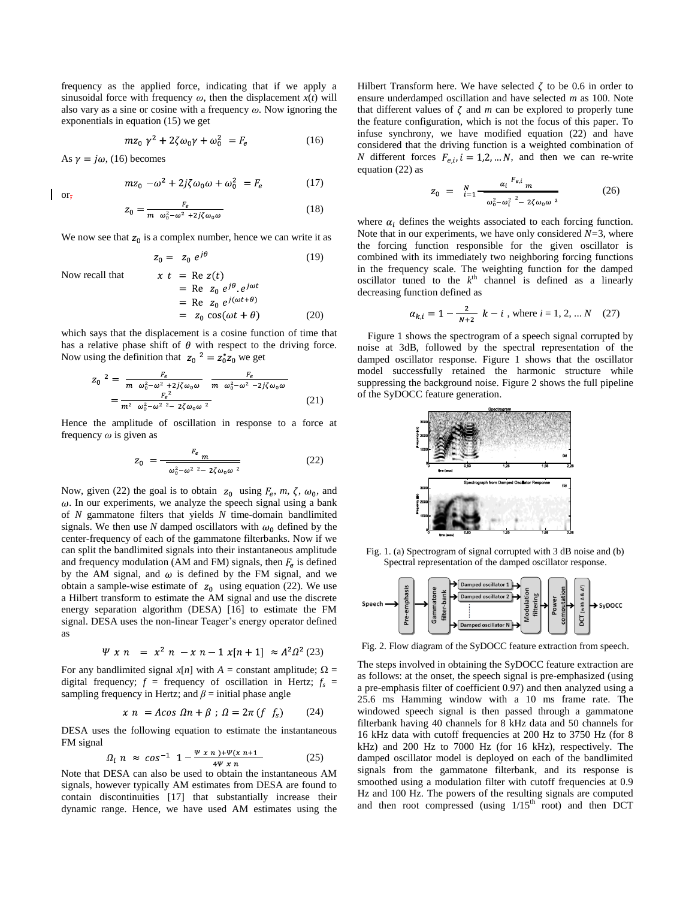frequency as the applied force, indicating that if we apply a sinusoidal force with frequency $\omega$, then the displacement $x(t)$ will also vary as a sine or cosine with a frequency $\omega$. Now ignoring the exponentials in equation (15) we get

$$mz_0\left(\gamma^2 + 2\zeta\omega_0\gamma + \omega_0^2\right) = F_e \tag{16}$$

As $\gamma = j\omega$, (16) becomes

$$mz_0\left(-\omega^2 + 2j\zeta\omega_0\omega + \omega_0^2\right) = F_e \tag{17}$$

or,

$$z_0 = \frac{F_e}{m\left(\omega_0^2 - \omega^2 + 2j\zeta\omega_0\omega\right)} \tag{18}$$

We now see that $z_0$ is a complex number, hence we can write it as

$$z_0 = |z_0|\, e^{j\theta} \tag{19}$$

Now recall that

$$\begin{aligned} x(t) &= \mathrm{Re}\left[z(t)\right] \\ &= \mathrm{Re}\left[|z_0|\, e^{j\theta}.e^{j\omega t}\right] \\ &= \mathrm{Re}\left[|z_0|\, e^{j(\omega t+\theta)}\right] \\ &= |z_0|\cos(\omega t + \theta) \end{aligned} \tag{20}$$

which says that the displacement is a cosine function of time that has a relative phase shift of $\theta$ with respect to the driving force. Now using the definition that $|z_0|^2 = z_0^* z_0$ we get

$$\begin{aligned} |z_0|^2 &= \left(\frac{F_e}{m\left(\omega_0^2 - \omega^2 + 2j\zeta\omega_0\omega\right)}\right)\left(\frac{F_e}{m\left(\omega_0^2 - \omega^2 - 2j\zeta\omega_0\omega\right)}\right) \\ &= \frac{F_e^2}{m^2\left[\left(\omega_0^2 - \omega^2\right)^2 - \left(2\zeta\omega_0\omega\right)^2\right]} \end{aligned} \tag{21}$$

Hence the amplitude of oscillation in response to a force at frequency $\omega$ is given as

$$|z_0| = \frac{F_e/m}{\sqrt{\left(\omega_0^2 - \omega^2\right)^2 - \left(2\zeta\omega_0\omega\right)^2}} \tag{22}$$

Now, given (22) the goal is to obtain $|z_0|$ using $F_e$, $m$, $\zeta$, $\omega_0$, and $\omega$. In our experiments, we analyze the speech signal using a bank of $N$ gammatone filters that yields $N$ time-domain bandlimited signals. We then use $N$ damped oscillators with $\omega_0$ defined by the center-frequency of each of the gammatone filterbanks. Now if we can split the bandlimited signals into their instantaneous amplitude and frequency modulation (AM and FM) signals, then $F_e$ is defined by the AM signal, and $\omega$ is defined by the FM signal, and we obtain a sample-wise estimate of $|z_0|$ using equation (22). We use a Hilbert transform to estimate the AM signal and use the discrete energy separation algorithm (DESA) [16] to estimate the FM signal. DESA uses the non-linear Teager's energy operator defined as

$$\Psi\{x[n]\} = x^2[n] - x[n-1]\,x[n+1] \approx A^2\Omega^2 \tag{23}$$

For any bandlimited signal $x[n]$ with $A$ = constant amplitude; $\Omega$ = digital frequency; $f$ = frequency of oscillation in Hertz; $f_s$ = sampling frequency in Hertz; and $\beta$ = initial phase angle

$$x[n] = A\cos\left[\Omega n + \beta\right];\ \Omega = 2\pi(f/f_s) \tag{24}$$

DESA uses the following equation to estimate the instantaneous FM signal

$$\Omega_i[n] \approx \cos^{-1}\left(1 - \frac{\Psi\{x[n]\} + \Psi\{x[n+1]\}}{4\Psi\{x[n]\}}\right) \tag{25}$$

Note that DESA can also be used to obtain the instantaneous AM signals, however typically AM estimates from DESA are found to contain discontinuities [17] that substantially increase their dynamic range. Hence, we have used AM estimates using the Hilbert Transform here. We have selected $\zeta$ to be 0.6 in order to ensure underdamped oscillation and have selected $m$ as 100. Note that different values of $\zeta$ and $m$ can be explored to properly tune the feature configuration, which is not the focus of this paper. To infuse synchrony, we have modified equation (22) and have considered that the driving function is a weighted combination of $N$ different forces $F_{e,i}, i = 1,2,\ldots N$, and then we can re-write equation (22) as

$$|z_0| = \sum_{i=1}^{N} \frac{\alpha_i\left(F_{e,i}/m\right)}{\sqrt{\left(\omega_0^2 - \omega_i^2\right)^2 - \left(2\zeta\omega_0\omega\right)^2}} \tag{26}$$

where $\alpha_i$ defines the weights associated to each forcing function. Note that in our experiments, we have only considered $N$=3, where the forcing function responsible for the given oscillator is combined with its immediately two neighboring forcing functions in the frequency scale. The weighting function for the damped oscillator tuned to the $k^{th}$ channel is defined as a linearly decreasing function defined as

$$\alpha_{k,i} = 1 - \frac{2}{N+2}|k - i|\text{, where } i = 1, 2, \ldots N \tag{27}$$

Figure 1 shows the spectrogram of a speech signal corrupted by noise at 3dB, followed by the spectral representation of the damped oscillator response. Figure 1 shows that the oscillator model successfully retained the harmonic structure while suppressing the background noise. Figure 2 shows the full pipeline of the SyDOCC feature generation.

Spectrogram

Frequency (Hz)

3000
2000
1000
0

(a)

0 0.63 1.25 1.88 2.28

time (secs)

Spectrograph from Damped Oscillator Response

(b)

Frequency (Hz)

3000
2000
1000
0

0 0.63 1.25 1.88 2.28

time (secs)

Fig. 1. (a) Spectrogram of signal corrupted with 3 dB noise and (b) Spectral representation of the damped oscillator response.

Speech

Pre-emphasis

Gammatone filter-bank

Damped oscillator 1

Damped oscillator 2

Damped oscillator N

Modulation filtering

Power computation

DCT (with Δ & Δ²)

SyDOCC

Fig. 2. Flow diagram of the SyDOCC feature extraction from speech.

The steps involved in obtaining the SyDOCC feature extraction are as follows: at the onset, the speech signal is pre-emphasized (using a pre-emphasis filter of coefficient 0.97) and then analyzed using a 25.6 ms Hamming window with a 10 ms frame rate. The windowed speech signal is then passed through a gammatone filterbank having 40 channels for 8 kHz data and 50 channels for 16 kHz data with cutoff frequencies at 200 Hz to 3750 Hz (for 8 kHz) and 200 Hz to 7000 Hz (for 16 kHz), respectively. The damped oscillator model is deployed on each of the bandlimited signals from the gammatone filterbank, and its response is smoothed using a modulation filter with cutoff frequencies at 0.9 Hz and 100 Hz. The powers of the resulting signals are computed and then root compressed (using 1/15th root) and then DCT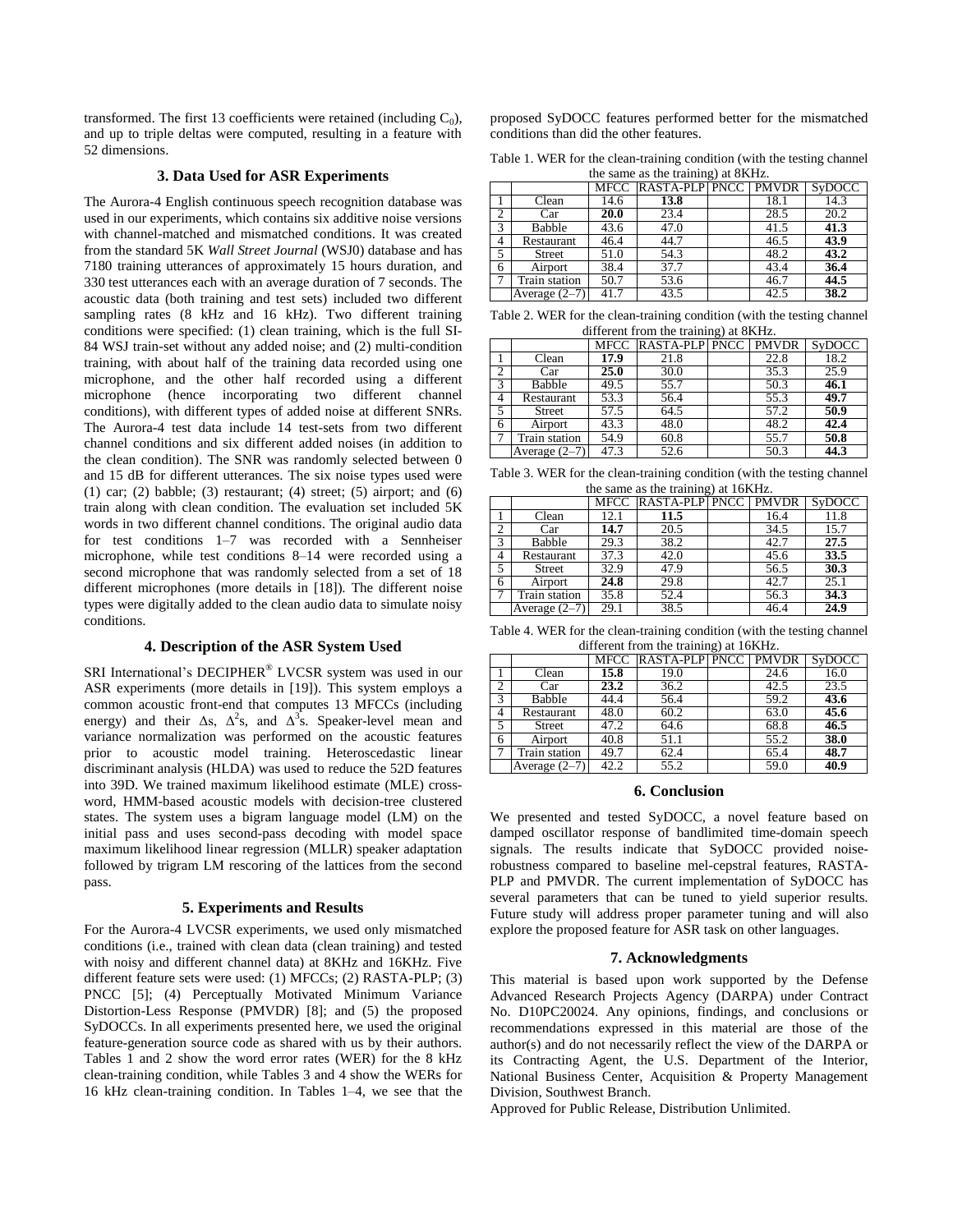transformed. The first 13 coefficients were retained (including $C_0$), and up to triple deltas were computed, resulting in a feature with 52 dimensions.

## 3. Data Used for ASR Experiments

The Aurora-4 English continuous speech recognition database was used in our experiments, which contains six additive noise versions with channel-matched and mismatched conditions. It was created from the standard 5K *Wall Street Journal* (WSJ0) database and has 7180 training utterances of approximately 15 hours duration, and 330 test utterances each with an average duration of 7 seconds. The acoustic data (both training and test sets) included two different sampling rates (8 kHz and 16 kHz). Two different training conditions were specified: (1) clean training, which is the full SI-84 WSJ train-set without any added noise; and (2) multi-condition training, with about half of the training data recorded using one microphone, and the other half recorded using a different microphone (hence incorporating two different channel conditions), with different types of added noise at different SNRs. The Aurora-4 test data include 14 test-sets from two different channel conditions and six different added noises (in addition to the clean condition). The SNR was randomly selected between 0 and 15 dB for different utterances. The six noise types used were (1) car; (2) babble; (3) restaurant; (4) street; (5) airport; and (6) train along with clean condition. The evaluation set included 5K words in two different channel conditions. The original audio data for test conditions 1–7 was recorded with a Sennheiser microphone, while test conditions 8–14 were recorded using a second microphone that was randomly selected from a set of 18 different microphones (more details in [18]). The different noise types were digitally added to the clean audio data to simulate noisy conditions.

## 4. Description of the ASR System Used

SRI International's DECIPHER® LVCSR system was used in our ASR experiments (more details in [19]). This system employs a common acoustic front-end that computes 13 MFCCs (including energy) and their $\Delta$s, $\Delta^2$s, and $\Delta^3$s. Speaker-level mean and variance normalization was performed on the acoustic features prior to acoustic model training. Heteroscedastic linear discriminant analysis (HLDA) was used to reduce the 52D features into 39D. We trained maximum likelihood estimate (MLE) cross-word, HMM-based acoustic models with decision-tree clustered states. The system uses a bigram language model (LM) on the initial pass and uses second-pass decoding with model space maximum likelihood linear regression (MLLR) speaker adaptation followed by trigram LM rescoring of the lattices from the second pass.

## 5. Experiments and Results

For the Aurora-4 LVCSR experiments, we used only mismatched conditions (i.e., trained with clean data (clean training) and tested with noisy and different channel data) at 8KHz and 16KHz. Five different feature sets were used: (1) MFCCs; (2) RASTA-PLP; (3) PNCC [5]; (4) Perceptually Motivated Minimum Variance Distortion-Less Response (PMVDR) [8]; and (5) the proposed SyDOCCs. In all experiments presented here, we used the original feature-generation source code as shared with us by their authors. Tables 1 and 2 show the word error rates (WER) for the 8 kHz clean-training condition, while Tables 3 and 4 show the WERs for 16 kHz clean-training condition. In Tables 1–4, we see that the proposed SyDOCC features performed better for the mismatched conditions than did the other features.

Table 1. WER for the clean-training condition (with the testing channel the same as the training) at 8KHz.

| | | MFCC | RASTA-PLP | PNCC | PMVDR | SyDOCC |
|---|---|---|---|---|---|---|
| 1 | Clean | 14.6 | **13.8** | | 18.1 | 14.3 |
| 2 | Car | **20.0** | 23.4 | | 28.5 | 20.2 |
| 3 | Babble | 43.6 | 47.0 | | 41.5 | **41.3** |
| 4 | Restaurant | 46.4 | 44.7 | | 46.5 | **43.9** |
| 5 | Street | 51.0 | 54.3 | | 48.2 | **43.2** |
| 6 | Airport | 38.4 | 37.7 | | 43.4 | **36.4** |
| 7 | Train station | 50.7 | 53.6 | | 46.7 | **44.5** |
| | Average (2–7) | 41.7 | 43.5 | | 42.5 | **38.2** |

Table 2. WER for the clean-training condition (with the testing channel different from the training) at 8KHz.

| | | MFCC | RASTA-PLP | PNCC | PMVDR | SyDOCC |
|---|---|---|---|---|---|---|
| 1 | Clean | **17.9** | 21.8 | | 22.8 | 18.2 |
| 2 | Car | **25.0** | 30.0 | | 35.3 | 25.9 |
| 3 | Babble | 49.5 | 55.7 | | 50.3 | **46.1** |
| 4 | Restaurant | 53.3 | 56.4 | | 55.3 | **49.7** |
| 5 | Street | 57.5 | 64.5 | | 57.2 | **50.9** |
| 6 | Airport | 43.3 | 48.0 | | 48.2 | **42.4** |
| 7 | Train station | 54.9 | 60.8 | | 55.7 | **50.8** |
| | Average (2–7) | 47.3 | 52.6 | | 50.3 | **44.3** |

Table 3. WER for the clean-training condition (with the testing channel the same as the training) at 16KHz.

| | | MFCC | RASTA-PLP | PNCC | PMVDR | SyDOCC |
|---|---|---|---|---|---|---|
| 1 | Clean | 12.1 | **11.5** | | 16.4 | 11.8 |
| 2 | Car | **14.7** | 20.5 | | 34.5 | 15.7 |
| 3 | Babble | 29.3 | 38.2 | | 42.7 | **27.5** |
| 4 | Restaurant | 37.3 | 42.0 | | 45.6 | **33.5** |
| 5 | Street | 32.9 | 47.9 | | 56.5 | **30.3** |
| 6 | Airport | **24.8** | 29.8 | | 42.7 | 25.1 |
| 7 | Train station | 35.8 | 52.4 | | 56.3 | **34.3** |
| | Average (2–7) | 29.1 | 38.5 | | 46.4 | **24.9** |

Table 4. WER for the clean-training condition (with the testing channel different from the training) at 16KHz.

| | | MFCC | RASTA-PLP | PNCC | PMVDR | SyDOCC |
|---|---|---|---|---|---|---|
| 1 | Clean | **15.8** | 19.0 | | 24.6 | 16.0 |
| 2 | Car | **23.2** | 36.2 | | 42.5 | 23.5 |
| 3 | Babble | 44.4 | 56.4 | | 59.2 | **43.6** |
| 4 | Restaurant | 48.0 | 60.2 | | 63.0 | **45.6** |
| 5 | Street | 47.2 | 64.6 | | 68.8 | **46.5** |
| 6 | Airport | 40.8 | 51.1 | | 55.2 | **38.0** |
| 7 | Train station | 49.7 | 62.4 | | 65.4 | **48.7** |
| | Average (2–7) | 42.2 | 55.2 | | 59.0 | **40.9** |

## 6. Conclusion

We presented and tested SyDOCC, a novel feature based on damped oscillator response of bandlimited time-domain speech signals. The results indicate that SyDOCC provided noise-robustness compared to baseline mel-cepstral features, RASTA-PLP and PMVDR. The current implementation of SyDOCC has several parameters that can be tuned to yield superior results. Future study will address proper parameter tuning and will also explore the proposed feature for ASR task on other languages.

## 7. Acknowledgments

This material is based upon work supported by the Defense Advanced Research Projects Agency (DARPA) under Contract No. D10PC20024. Any opinions, findings, and conclusions or recommendations expressed in this material are those of the author(s) and do not necessarily reflect the view of the DARPA or its Contracting Agent, the U.S. Department of the Interior, National Business Center, Acquisition & Property Management Division, Southwest Branch.

Approved for Public Release, Distribution Unlimited.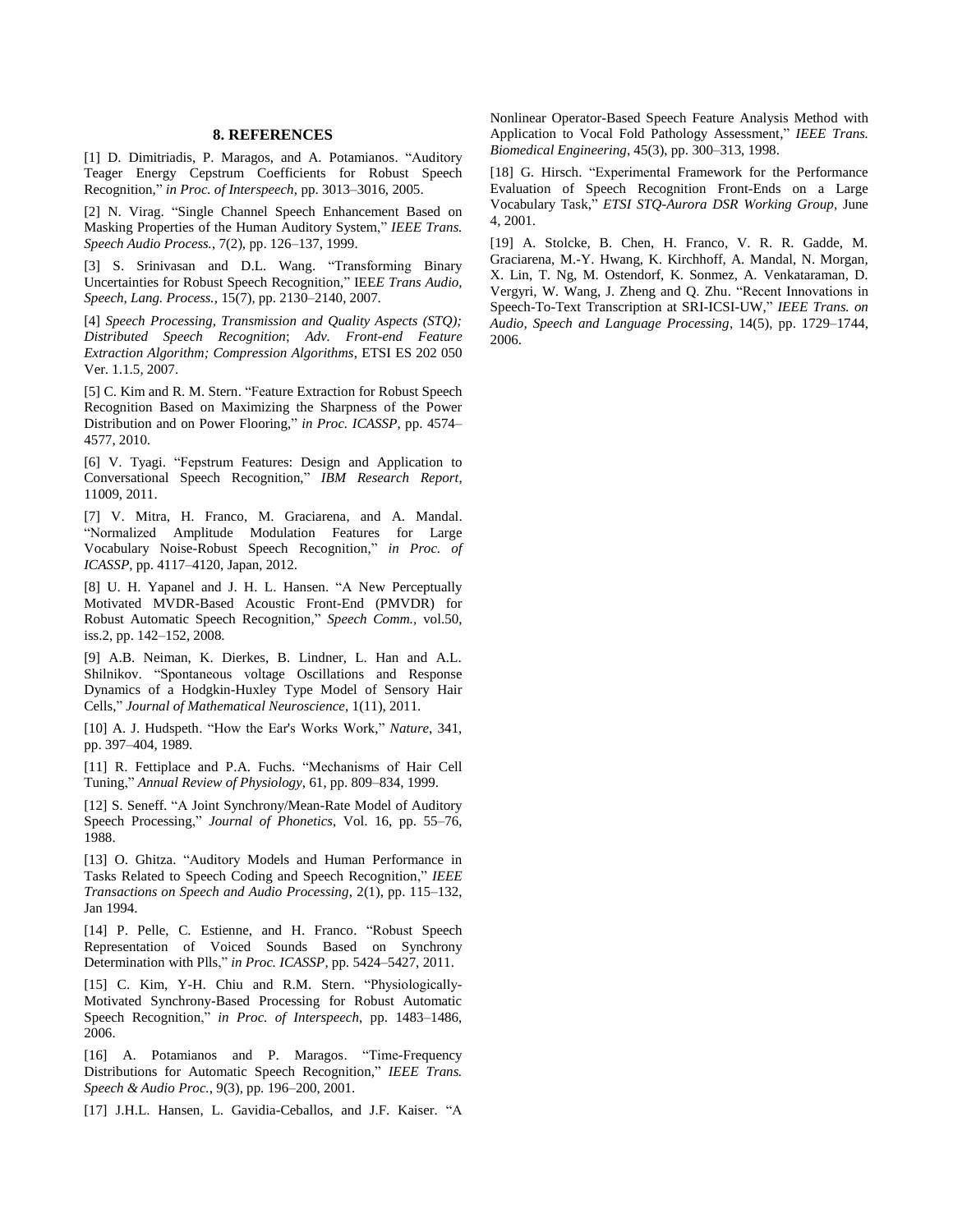## 8. REFERENCES

[1] D. Dimitriadis, P. Maragos, and A. Potamianos. "Auditory Teager Energy Cepstrum Coefficients for Robust Speech Recognition," *in Proc. of Interspeech*, pp. 3013–3016, 2005.

[2] N. Virag. "Single Channel Speech Enhancement Based on Masking Properties of the Human Auditory System," *IEEE Trans. Speech Audio Process.*, 7(2), pp. 126–137, 1999.

[3] S. Srinivasan and D.L. Wang. "Transforming Binary Uncertainties for Robust Speech Recognition," I*EEE Trans Audio, Speech, Lang. Process.*, 15(7), pp. 2130–2140, 2007.

[4] *Speech Processing, Transmission and Quality Aspects (STQ); Distributed Speech Recognition*; *Adv. Front-end Feature Extraction Algorithm; Compression Algorithms*, ETSI ES 202 050 Ver. 1.1.5, 2007.

[5] C. Kim and R. M. Stern. "Feature Extraction for Robust Speech Recognition Based on Maximizing the Sharpness of the Power Distribution and on Power Flooring," *in Proc. ICASSP*, pp. 4574–4577, 2010.

[6] V. Tyagi. "Fepstrum Features: Design and Application to Conversational Speech Recognition," *IBM Research Report*, 11009, 2011.

[7] V. Mitra, H. Franco, M. Graciarena, and A. Mandal. "Normalized Amplitude Modulation Features for Large Vocabulary Noise-Robust Speech Recognition," *in Proc. of ICASSP*, pp. 4117–4120, Japan, 2012.

[8] U. H. Yapanel and J. H. L. Hansen. "A New Perceptually Motivated MVDR-Based Acoustic Front-End (PMVDR) for Robust Automatic Speech Recognition," *Speech Comm.*, vol.50, iss.2, pp. 142–152, 2008.

[9] A.B. Neiman, K. Dierkes, B. Lindner, L. Han and A.L. Shilnikov. "Spontaneous voltage Oscillations and Response Dynamics of a Hodgkin-Huxley Type Model of Sensory Hair Cells," *Journal of Mathematical Neuroscience*, 1(11), 2011.

[10] A. J. Hudspeth. "How the Ear's Works Work," *Nature*, 341, pp. 397–404, 1989.

[11] R. Fettiplace and P.A. Fuchs. "Mechanisms of Hair Cell Tuning," *Annual Review of Physiology*, 61, pp. 809–834, 1999.

[12] S. Seneff. "A Joint Synchrony/Mean-Rate Model of Auditory Speech Processing," *Journal of Phonetics*, Vol. 16, pp. 55–76, 1988.

[13] O. Ghitza. "Auditory Models and Human Performance in Tasks Related to Speech Coding and Speech Recognition," *IEEE Transactions on Speech and Audio Processing*, 2(1), pp. 115–132, Jan 1994.

[14] P. Pelle, C. Estienne, and H. Franco. "Robust Speech Representation of Voiced Sounds Based on Synchrony Determination with Plls," *in Proc. ICASSP*, pp. 5424–5427, 2011.

[15] C. Kim, Y-H. Chiu and R.M. Stern. "Physiologically-Motivated Synchrony-Based Processing for Robust Automatic Speech Recognition," *in Proc. of Interspeech*, pp. 1483–1486, 2006.

[16] A. Potamianos and P. Maragos. "Time-Frequency Distributions for Automatic Speech Recognition," *IEEE Trans. Speech & Audio Proc.*, 9(3), pp. 196–200, 2001.

[17] J.H.L. Hansen, L. Gavidia-Ceballos, and J.F. Kaiser. "A Nonlinear Operator-Based Speech Feature Analysis Method with Application to Vocal Fold Pathology Assessment," *IEEE Trans. Biomedical Engineering*, 45(3), pp. 300–313, 1998.

[18] G. Hirsch. "Experimental Framework for the Performance Evaluation of Speech Recognition Front-Ends on a Large Vocabulary Task," *ETSI STQ-Aurora DSR Working Group*, June 4, 2001.

[19] A. Stolcke, B. Chen, H. Franco, V. R. R. Gadde, M. Graciarena, M.-Y. Hwang, K. Kirchhoff, A. Mandal, N. Morgan, X. Lin, T. Ng, M. Ostendorf, K. Sonmez, A. Venkataraman, D. Vergyri, W. Wang, J. Zheng and Q. Zhu. "Recent Innovations in Speech-To-Text Transcription at SRI-ICSI-UW," *IEEE Trans. on Audio, Speech and Language Processing*, 14(5), pp. 1729–1744, 2006.